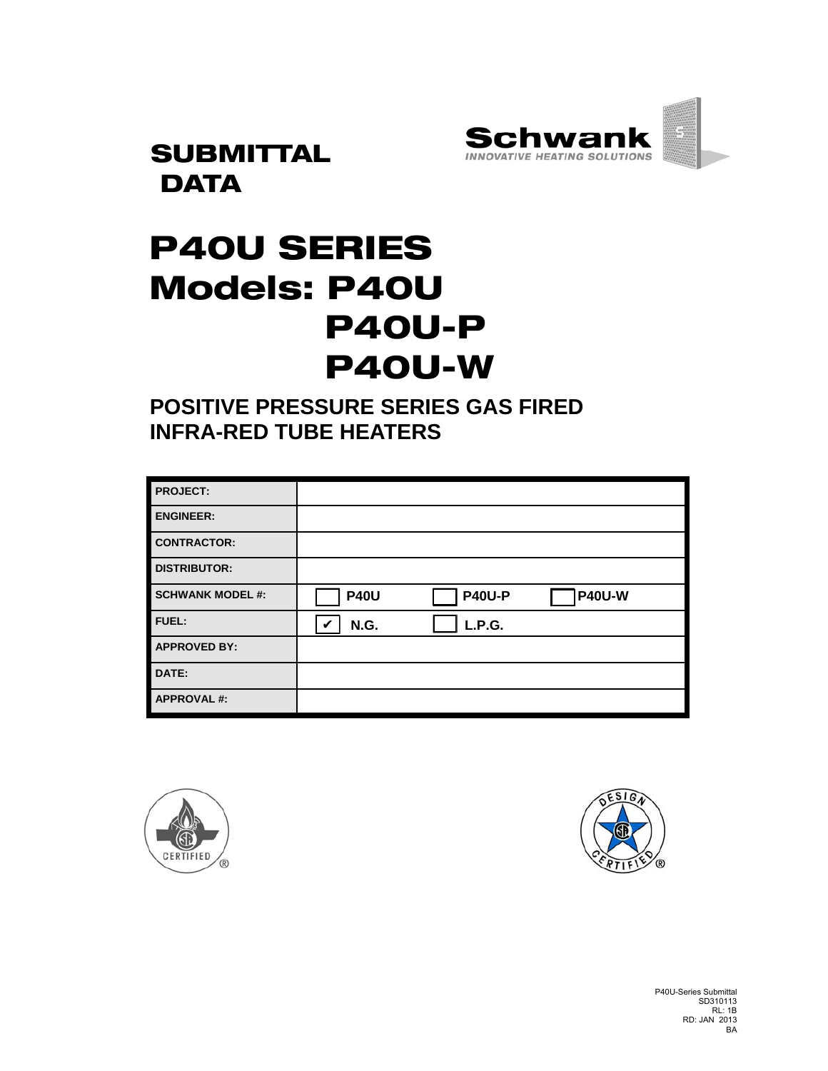Schwank
INNOVATIVE HEATING SOLUTIONS

# SUBMITTAL DATA

# P40U SERIES
# Models: P40U
# P40U-P
# P40U-W

## POSITIVE PRESSURE SERIES GAS FIRED INFRA-RED TUBE HEATERS

| | |
|---|---|
| **PROJECT:** | |
| **ENGINEER:** | |
| **CONTRACTOR:** | |
| **DISTRIBUTOR:** | |
| **SCHWANK MODEL #:** | ☐ **P40U** ☐ **P40U-P** ☐ **P40U-W** |
| **FUEL:** | ☑ **N.G.** ☐ **L.P.G.** |
| **APPROVED BY:** | |
| **DATE:** | |
| **APPROVAL #:** | |

P40U-Series Submittal
SD310113
RL: 1B
RD: JAN 2013
BA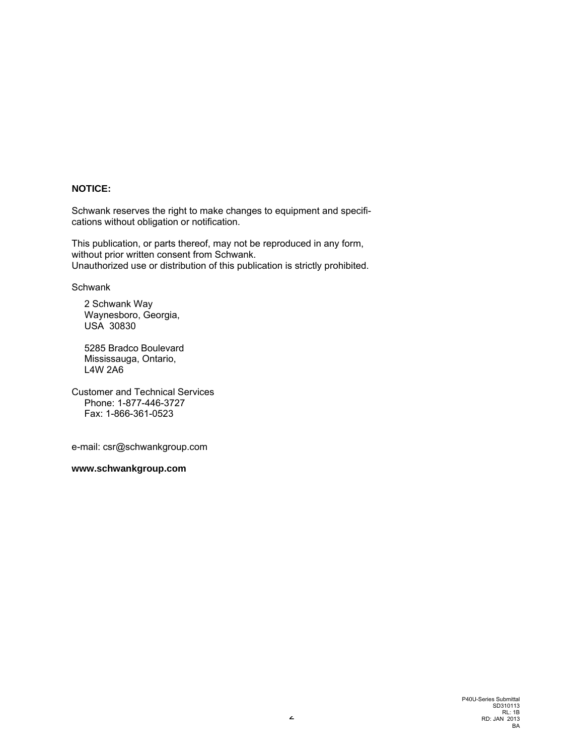**NOTICE:**

Schwank reserves the right to make changes to equipment and specifications without obligation or notification.

This publication, or parts thereof, may not be reproduced in any form, without prior written consent from Schwank.
Unauthorized use or distribution of this publication is strictly prohibited.

Schwank

2 Schwank Way
Waynesboro, Georgia,
USA 30830

5285 Bradco Boulevard
Mississauga, Ontario,
L4W 2A6

Customer and Technical Services
Phone: 1-877-446-3727
Fax: 1-866-361-0523

e-mail: csr@schwankgroup.com

**www.schwankgroup.com**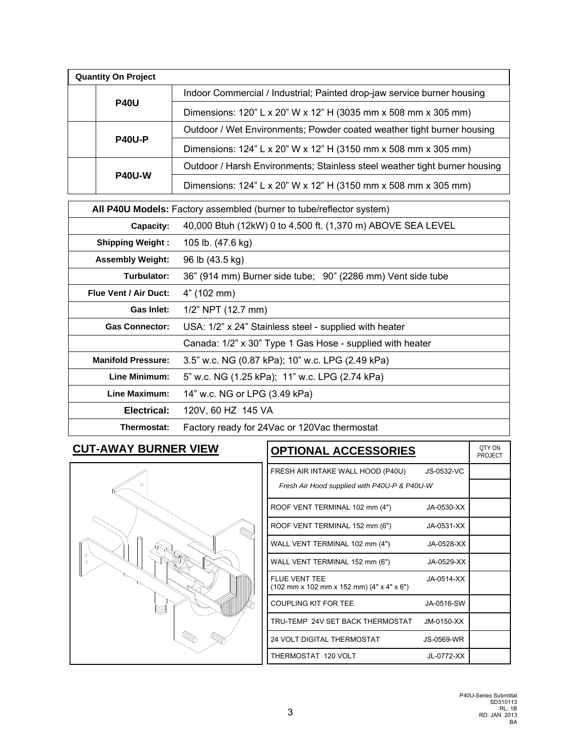| Quantity On Project | | |
|---|---|---|
| | **P40U** | Indoor Commercial / Industrial; Painted drop-jaw service burner housing |
| | | Dimensions: 120" L x 20" W x 12" H (3035 mm x 508 mm x 305 mm) |
| | **P40U-P** | Outdoor / Wet Environments; Powder coated weather tight burner housing |
| | | Dimensions: 124" L x 20" W x 12" H (3150 mm x 508 mm x 305 mm) |
| | **P40U-W** | Outdoor / Harsh Environments; Stainless steel weather tight burner housing |
| | | Dimensions: 124" L x 20" W x 12" H (3150 mm x 508 mm x 305 mm) |

| **All P40U Models:** Factory assembled (burner to tube/reflector system) | |
|---|---|
| **Capacity:** | 40,000 Btuh (12kW) 0 to 4,500 ft. (1,370 m) ABOVE SEA LEVEL |
| **Shipping Weight :** | 105 lb. (47.6 kg) |
| **Assembly Weight:** | 96 lb (43.5 kg) |
| **Turbulator:** | 36" (914 mm) Burner side tube; 90" (2286 mm) Vent side tube |
| **Flue Vent / Air Duct:** | 4" (102 mm) |
| **Gas Inlet:** | 1/2" NPT (12.7 mm) |
| **Gas Connector:** | USA: 1/2" x 24" Stainless steel - supplied with heater |
| | Canada: 1/2" x 30" Type 1 Gas Hose - supplied with heater |
| **Manifold Pressure:** | 3.5" w.c. NG (0.87 kPa); 10" w.c. LPG (2.49 kPa) |
| **Line Minimum:** | 5" w.c. NG (1.25 kPa); 11" w.c. LPG (2.74 kPa) |
| **Line Maximum:** | 14" w.c. NG or LPG (3.49 kPa) |
| **Electrical:** | 120V, 60 HZ 145 VA |
| **Thermostat:** | Factory ready for 24Vac or 120Vac thermostat |

## CUT-AWAY BURNER VIEW

## OPTIONAL ACCESSORIES

| OPTIONAL ACCESSORIES | | QTY ON PROJECT |
|---|---|---|
| FRESH AIR INTAKE WALL HOOD (P40U) | JS-0532-VC | |
| *Fresh Air Hood supplied with P40U-P & P40U-W* | | |
| ROOF VENT TERMINAL 102 mm (4") | JA-0530-XX | |
| ROOF VENT TERMINAL 152 mm (6") | JA-0531-XX | |
| WALL VENT TERMINAL 102 mm (4") | JA-0528-XX | |
| WALL VENT TERMINAL 152 mm (6") | JA-0529-XX | |
| FLUE VENT TEE (102 mm x 102 mm x 152 mm) (4" x 4" x 6") | JA-0514-XX | |
| COUPLING KIT FOR TEE | JA-0516-SW | |
| TRU-TEMP 24V SET BACK THERMOSTAT | JM-0150-XX | |
| 24 VOLT DIGITAL THERMOSTAT | JS-0569-WR | |
| THERMOSTAT 120 VOLT | JL-0772-XX | |

P40U-Series Submittal
SD310113
RL: 1B
RD: JAN 2013
BA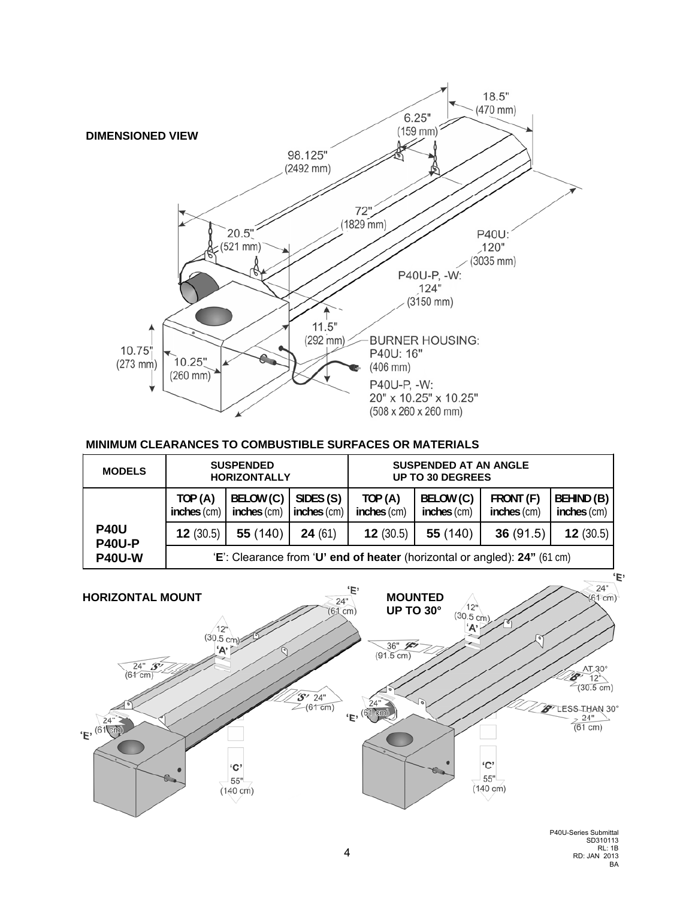**DIMENSIONED VIEW**

98.125" (2492 mm)

6.25" (159 mm)

18.5" (470 mm)

72" (1829 mm)

20.5" (521 mm)

P40U: 120" (3035 mm)

P40U-P, -W: 124" (3150 mm)

11.5" (292 mm)

10.75" (273 mm)

10.25" (260 mm)

BURNER HOUSING:
P40U: 16" (406 mm)
P40U-P, -W: 20" x 10.25" x 10.25" (508 x 260 x 260 mm)

**MINIMUM CLEARANCES TO COMBUSTIBLE SURFACES OR MATERIALS**

| MODELS | SUSPENDED HORIZONTALLY | | | SUSPENDED AT AN ANGLE UP TO 30 DEGREES | | | |
|---|---|---|---|---|---|---|---|
| | TOP (A) inches (cm) | BELOW (C) inches (cm) | SIDES (S) inches (cm) | TOP (A) inches (cm) | BELOW (C) inches (cm) | FRONT (F) inches (cm) | BEHIND (B) inches (cm) |
| **P40U P40U-P P40U-W** | **12** (30.5) | **55** (140) | **24** (61) | **12** (30.5) | **55** (140) | **36** (91.5) | **12** (30.5) |
| | 'E': Clearance from 'U' end of heater (horizontal or angled): 24" (61 cm) | | | | | | |

**HORIZONTAL MOUNT**

'E' 24" (61 cm)

'A' 12" (30.5 cm)

'S' 24" (61 cm)

'S' 24" (61 cm)

'E' 24" (61 cm)

'C' 55" (140 cm)

**MOUNTED UP TO 30°**

'E' 24" (61 cm)

'A' 12" (30.5 cm)

'F' 36" (91.5 cm)

'B' AT 30° 12" (30.5 cm)

'B' LESS THAN 30° 24" (61 cm)

'E' 24" (61 cm)

'C' 55" (140 cm)

P40U-Series Submittal
SD310113
RL: 1B
RD: JAN 2013
BA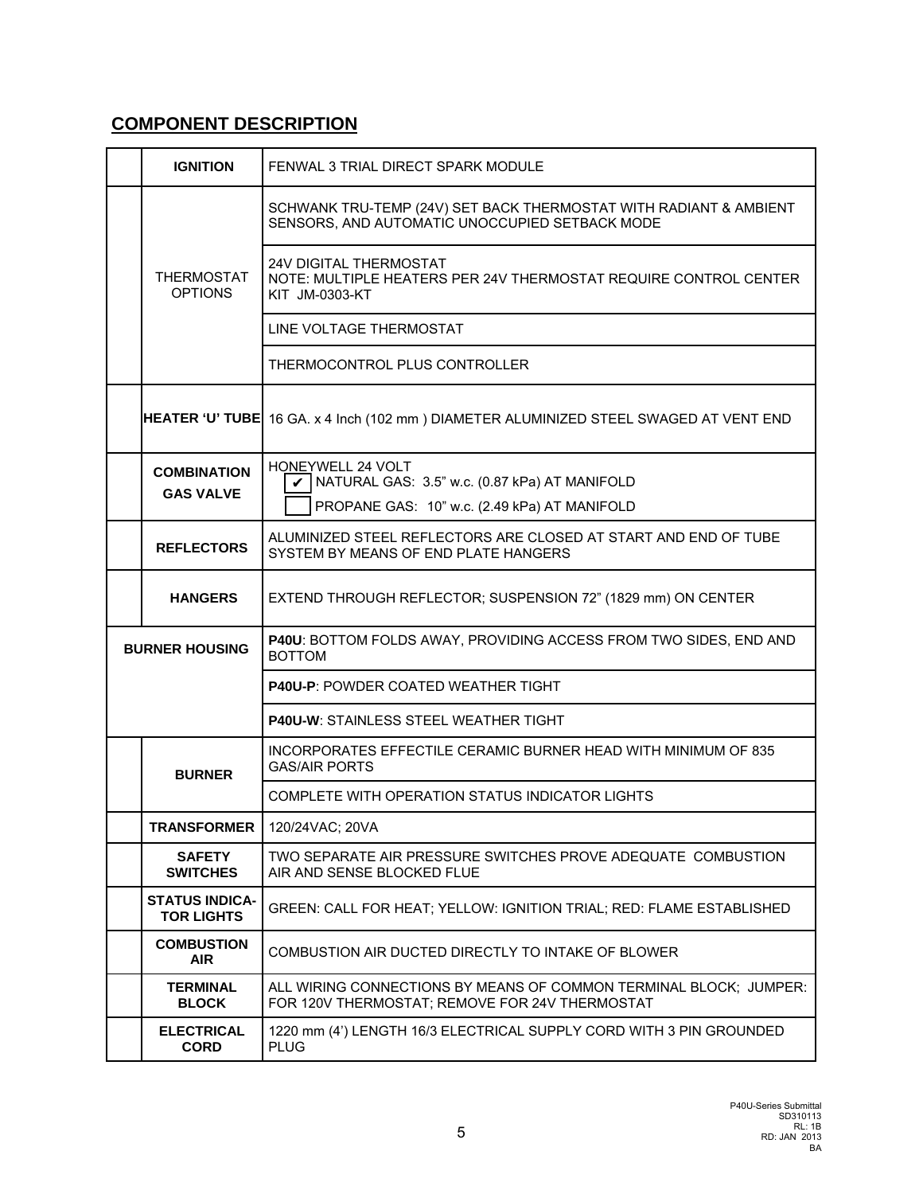## COMPONENT DESCRIPTION

| | | |
|---|---|---|
| | **IGNITION** | FENWAL 3 TRIAL DIRECT SPARK MODULE |
| | THERMOSTAT OPTIONS | SCHWANK TRU-TEMP (24V) SET BACK THERMOSTAT WITH RADIANT & AMBIENT SENSORS, AND AUTOMATIC UNOCCUPIED SETBACK MODE |
| | | 24V DIGITAL THERMOSTAT<br>NOTE: MULTIPLE HEATERS PER 24V THERMOSTAT REQUIRE CONTROL CENTER KIT JM-0303-KT |
| | | LINE VOLTAGE THERMOSTAT |
| | | THERMOCONTROL PLUS CONTROLLER |
| | **HEATER 'U' TUBE** | 16 GA. x 4 Inch (102 mm ) DIAMETER ALUMINIZED STEEL SWAGED AT VENT END |
| | **COMBINATION GAS VALVE** | HONEYWELL 24 VOLT<br>☑ NATURAL GAS: 3.5" w.c. (0.87 kPa) AT MANIFOLD<br>☐ PROPANE GAS: 10" w.c. (2.49 kPa) AT MANIFOLD |
| | **REFLECTORS** | ALUMINIZED STEEL REFLECTORS ARE CLOSED AT START AND END OF TUBE SYSTEM BY MEANS OF END PLATE HANGERS |
| | **HANGERS** | EXTEND THROUGH REFLECTOR; SUSPENSION 72" (1829 mm) ON CENTER |
| **BURNER HOUSING** | | **P40U**: BOTTOM FOLDS AWAY, PROVIDING ACCESS FROM TWO SIDES, END AND BOTTOM |
| | | **P40U-P**: POWDER COATED WEATHER TIGHT |
| | | **P40U-W**: STAINLESS STEEL WEATHER TIGHT |
| | **BURNER** | INCORPORATES EFFECTILE CERAMIC BURNER HEAD WITH MINIMUM OF 835 GAS/AIR PORTS |
| | | COMPLETE WITH OPERATION STATUS INDICATOR LIGHTS |
| | **TRANSFORMER** | 120/24VAC; 20VA |
| | **SAFETY SWITCHES** | TWO SEPARATE AIR PRESSURE SWITCHES PROVE ADEQUATE COMBUSTION AIR AND SENSE BLOCKED FLUE |
| | **STATUS INDICATOR LIGHTS** | GREEN: CALL FOR HEAT; YELLOW: IGNITION TRIAL; RED: FLAME ESTABLISHED |
| | **COMBUSTION AIR** | COMBUSTION AIR DUCTED DIRECTLY TO INTAKE OF BLOWER |
| | **TERMINAL BLOCK** | ALL WIRING CONNECTIONS BY MEANS OF COMMON TERMINAL BLOCK; JUMPER: FOR 120V THERMOSTAT; REMOVE FOR 24V THERMOSTAT |
| | **ELECTRICAL CORD** | 1220 mm (4') LENGTH 16/3 ELECTRICAL SUPPLY CORD WITH 3 PIN GROUNDED PLUG |

P40U-Series Submittal
SD310113
RL: 1B
RD: JAN 2013
BA